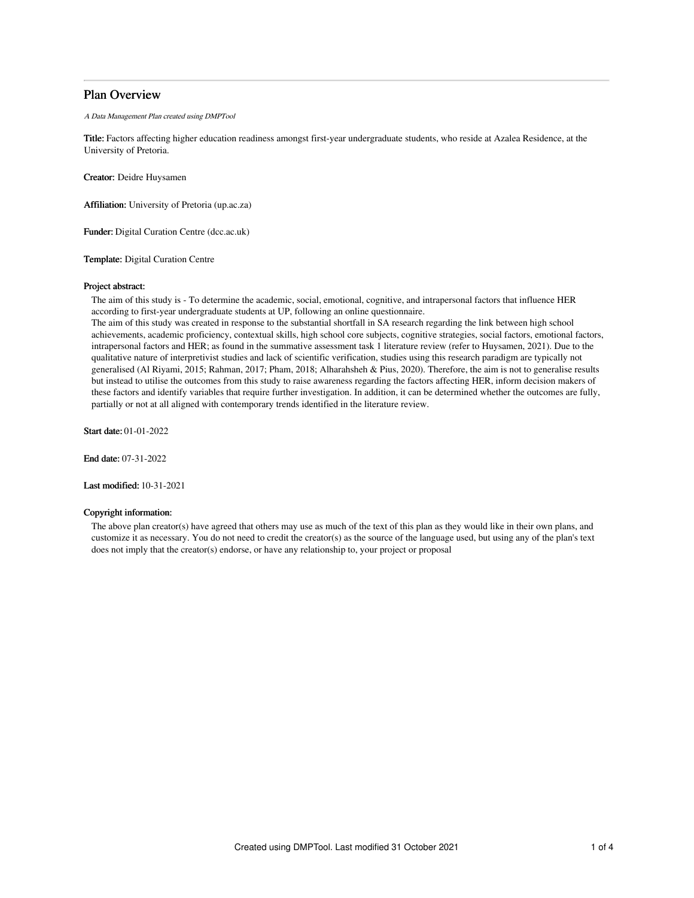# Plan Overview

*A Data Management Plan created using DMPTool*

**Title:** Factors affecting higher education readiness amongst first-year undergraduate students, who reside at Azalea Residence, at the University of Pretoria.

**Creator:** Deidre Huysamen

**Affiliation:** University of Pretoria (up.ac.za)

**Funder:** Digital Curation Centre (dcc.ac.uk)

**Template:** Digital Curation Centre

**Project abstract:**

The aim of this study is - To determine the academic, social, emotional, cognitive, and intrapersonal factors that influence HER according to first-year undergraduate students at UP, following an online questionnaire.
The aim of this study was created in response to the substantial shortfall in SA research regarding the link between high school achievements, academic proficiency, contextual skills, high school core subjects, cognitive strategies, social factors, emotional factors, intrapersonal factors and HER; as found in the summative assessment task 1 literature review (refer to Huysamen, 2021). Due to the qualitative nature of interpretivist studies and lack of scientific verification, studies using this research paradigm are typically not generalised (Al Riyami, 2015; Rahman, 2017; Pham, 2018; Alharahsheh & Pius, 2020). Therefore, the aim is not to generalise results but instead to utilise the outcomes from this study to raise awareness regarding the factors affecting HER, inform decision makers of these factors and identify variables that require further investigation. In addition, it can be determined whether the outcomes are fully, partially or not at all aligned with contemporary trends identified in the literature review.

**Start date:** 01-01-2022

**End date:** 07-31-2022

**Last modified:** 10-31-2021

**Copyright information:**

The above plan creator(s) have agreed that others may use as much of the text of this plan as they would like in their own plans, and customize it as necessary. You do not need to credit the creator(s) as the source of the language used, but using any of the plan's text does not imply that the creator(s) endorse, or have any relationship to, your project or proposal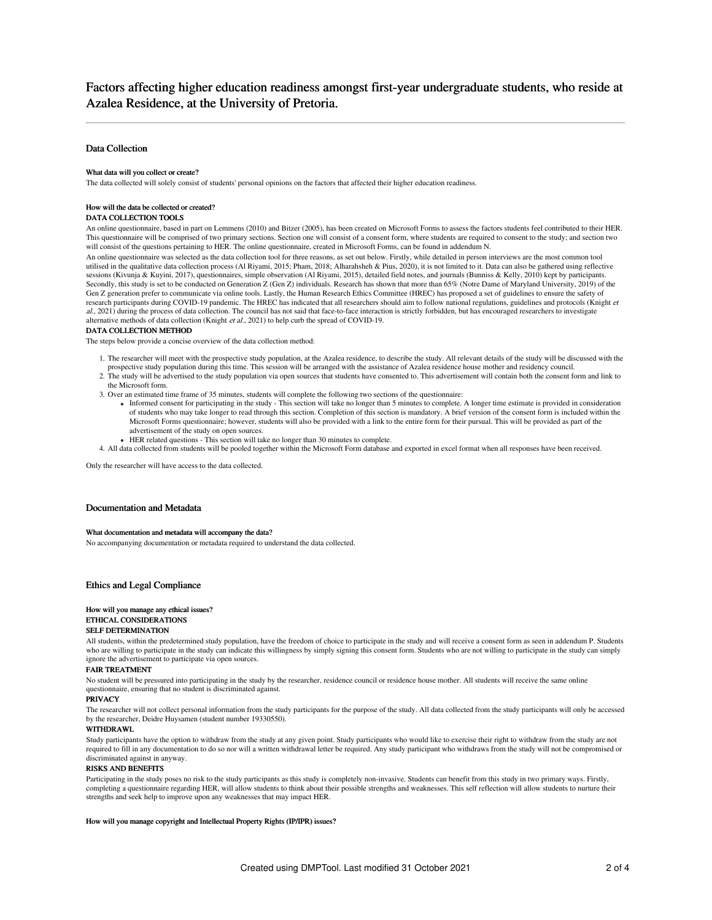# Factors affecting higher education readiness amongst first-year undergraduate students, who reside at Azalea Residence, at the University of Pretoria.

## Data Collection

### What data will you collect or create?

The data collected will solely consist of students' personal opinions on the factors that affected their higher education readiness.

### How will the data be collected or created?

**DATA COLLECTION TOOLS**

An online questionnaire, based in part on Lemmens (2010) and Bitzer (2005), has been created on Microsoft Forms to assess the factors students feel contributed to their HER. This questionnaire will be comprised of two primary sections. Section one will consist of a consent form, where students are required to consent to the study; and section two will consist of the questions pertaining to HER. The online questionnaire, created in Microsoft Forms, can be found in addendum N.

An online questionnaire was selected as the data collection tool for three reasons, as set out below. Firstly, while detailed in person interviews are the most common tool utilised in the qualitative data collection process (Al Riyami, 2015; Pham, 2018; Alharahsheh & Pius, 2020), it is not limited to it. Data can also be gathered using reflective sessions (Kivunja & Kuyini, 2017), questionnaires, simple observation (Al Riyami, 2015), detailed field notes, and journals (Bunniss & Kelly, 2010) kept by participants. Secondly, this study is set to be conducted on Generation Z (Gen Z) individuals. Research has shown that more than 65% (Notre Dame of Maryland University, 2019) of the Gen Z generation prefer to communicate via online tools. Lastly, the Human Research Ethics Committee (HREC) has proposed a set of guidelines to ensure the safety of research participants during COVID-19 pandemic. The HREC has indicated that all researchers should aim to follow national regulations, guidelines and protocols (Knight *et al*., 2021) during the process of data collection. The council has not said that face-to-face interaction is strictly forbidden, but has encouraged researchers to investigate alternative methods of data collection (Knight *et al*., 2021) to help curb the spread of COVID-19.

**DATA COLLECTION METHOD**

The steps below provide a concise overview of the data collection method:

1. The researcher will meet with the prospective study population, at the Azalea residence, to describe the study. All relevant details of the study will be discussed with the prospective study population during this time. This session will be arranged with the assistance of Azalea residence house mother and residency council.
2. The study will be advertised to the study population via open sources that students have consented to. This advertisement will contain both the consent form and link to the Microsoft form.
3. Over an estimated time frame of 35 minutes, students will complete the following two sections of the questionnaire:
   - Informed consent for participating in the study - This section will take no longer than 5 minutes to complete. A longer time estimate is provided in consideration of students who may take longer to read through this section. Completion of this section is mandatory. A brief version of the consent form is included within the Microsoft Forms questionnaire; however, students will also be provided with a link to the entire form for their pursual. This will be provided as part of the advertisement of the study on open sources.
   - HER related questions - This section will take no longer than 30 minutes to complete.
4. All data collected from students will be pooled together within the Microsoft Form database and exported in excel format when all responses have been received.

Only the researcher will have access to the data collected.

## Documentation and Metadata

### What documentation and metadata will accompany the data?

No accompanying documentation or metadata required to understand the data collected.

## Ethics and Legal Compliance

### How will you manage any ethical issues?

**ETHICAL CONSIDERATIONS**

**SELF DETERMINATION**

All students, within the predetermined study population, have the freedom of choice to participate in the study and will receive a consent form as seen in addendum P. Students who are willing to participate in the study can indicate this willingness by simply signing this consent form. Students who are not willing to participate in the study can simply ignore the advertisement to participate via open sources.

**FAIR TREATMENT**

No student will be pressured into participating in the study by the researcher, residence council or residence house mother. All students will receive the same online questionnaire, ensuring that no student is discriminated against.

**PRIVACY**

The researcher will not collect personal information from the study participants for the purpose of the study. All data collected from the study participants will only be accessed by the researcher, Deidre Huysamen (student number 19330550).

**WITHDRAWL**

Study participants have the option to withdraw from the study at any given point. Study participants who would like to exercise their right to withdraw from the study are not required to fill in any documentation to do so nor will a written withdrawal letter be required. Any study participant who withdraws from the study will not be compromised or discriminated against in anyway.

**RISKS AND BENEFITS**

Participating in the study poses no risk to the study participants as this study is completely non-invasive. Students can benefit from this study in two primary ways. Firstly, completing a questionnaire regarding HER, will allow students to think about their possible strengths and weaknesses. This self reflection will allow students to nurture their strengths and seek help to improve upon any weaknesses that may impact HER.

### How will you manage copyright and Intellectual Property Rights (IP/IPR) issues?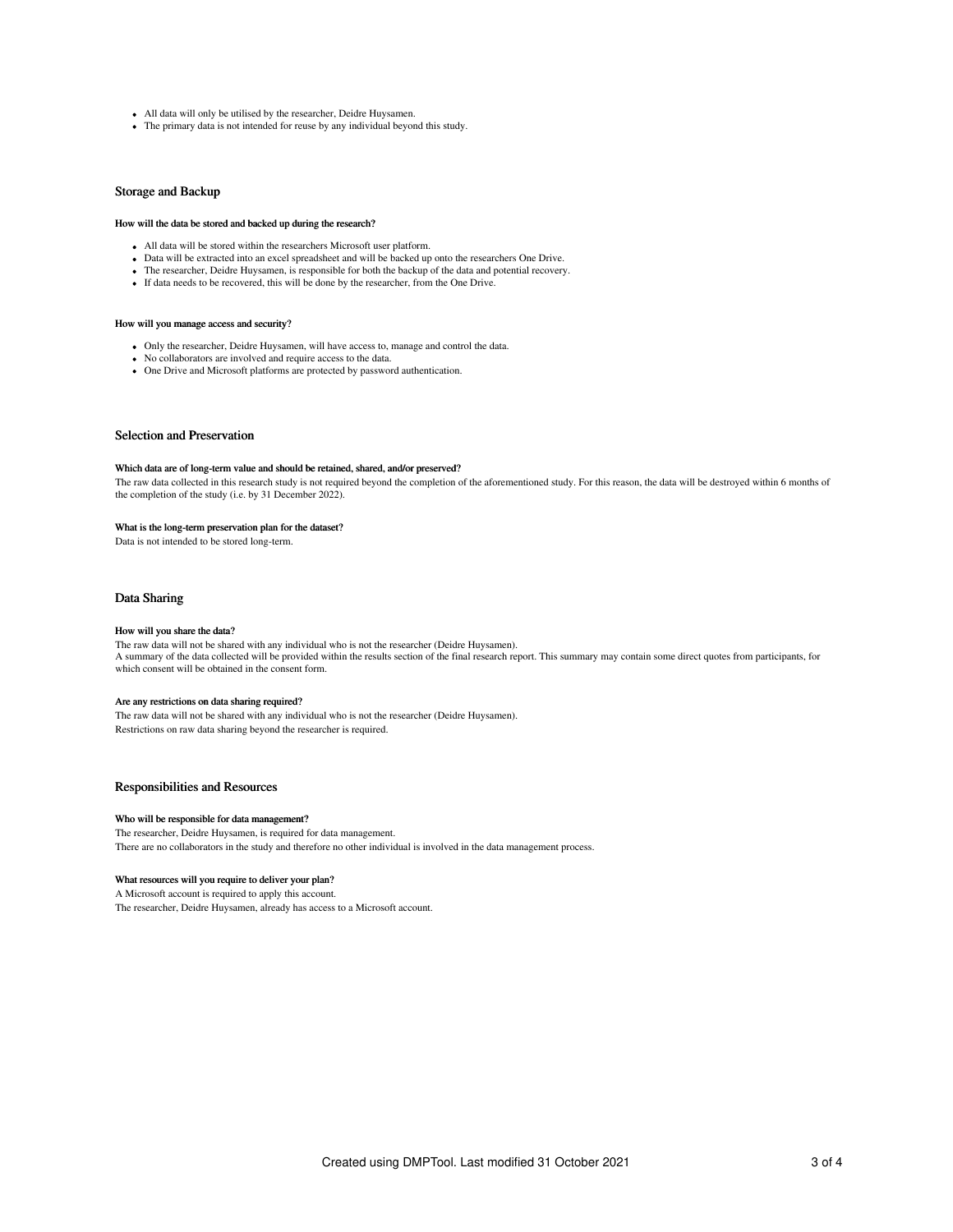- All data will only be utilised by the researcher, Deidre Huysamen.
- The primary data is not intended for reuse by any individual beyond this study.

## Storage and Backup

### How will the data be stored and backed up during the research?

- All data will be stored within the researchers Microsoft user platform.
- Data will be extracted into an excel spreadsheet and will be backed up onto the researchers One Drive.
- The researcher, Deidre Huysamen, is responsible for both the backup of the data and potential recovery.
- If data needs to be recovered, this will be done by the researcher, from the One Drive.

### How will you manage access and security?

- Only the researcher, Deidre Huysamen, will have access to, manage and control the data.
- No collaborators are involved and require access to the data.
- One Drive and Microsoft platforms are protected by password authentication.

## Selection and Preservation

### Which data are of long-term value and should be retained, shared, and/or preserved?

The raw data collected in this research study is not required beyond the completion of the aforementioned study. For this reason, the data will be destroyed within 6 months of the completion of the study (i.e. by 31 December 2022).

### What is the long-term preservation plan for the dataset?

Data is not intended to be stored long-term.

## Data Sharing

### How will you share the data?

The raw data will not be shared with any individual who is not the researcher (Deidre Huysamen).
A summary of the data collected will be provided within the results section of the final research report. This summary may contain some direct quotes from participants, for which consent will be obtained in the consent form.

### Are any restrictions on data sharing required?

The raw data will not be shared with any individual who is not the researcher (Deidre Huysamen).
Restrictions on raw data sharing beyond the researcher is required.

## Responsibilities and Resources

### Who will be responsible for data management?

The researcher, Deidre Huysamen, is required for data management.
There are no collaborators in the study and therefore no other individual is involved in the data management process.

### What resources will you require to deliver your plan?

A Microsoft account is required to apply this account.
The researcher, Deidre Huysamen, already has access to a Microsoft account.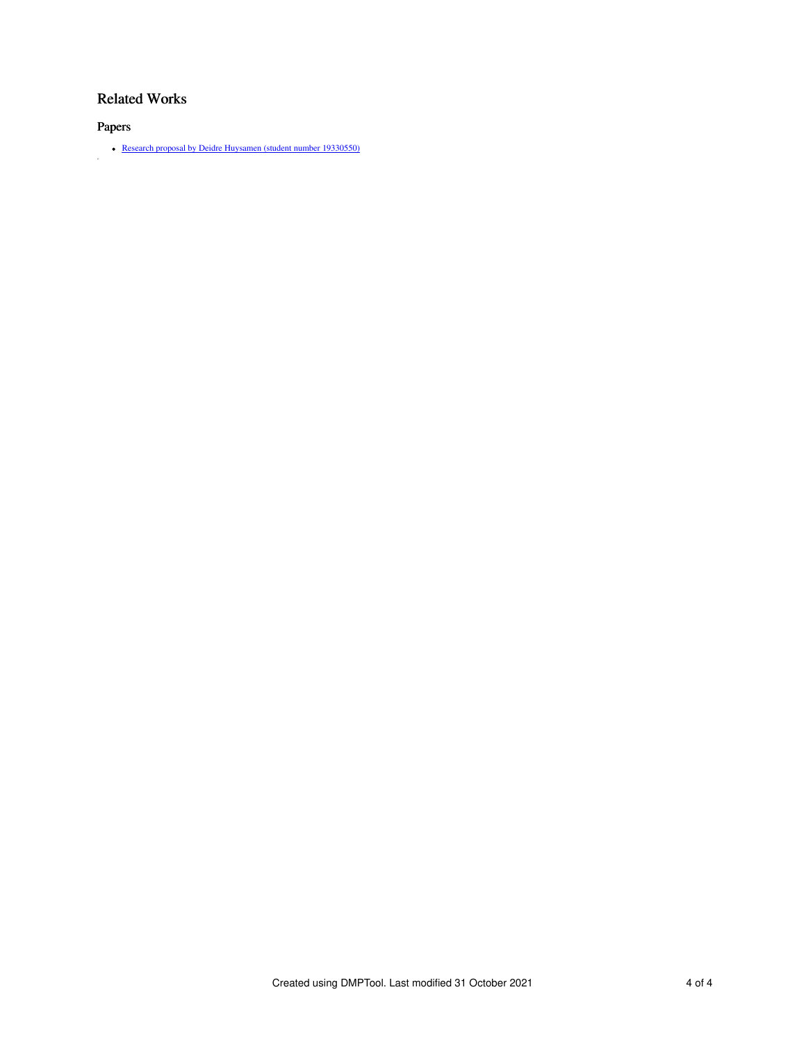## Related Works

### Papers

- [Research proposal by Deidre Huysamen (student number 19330550)]